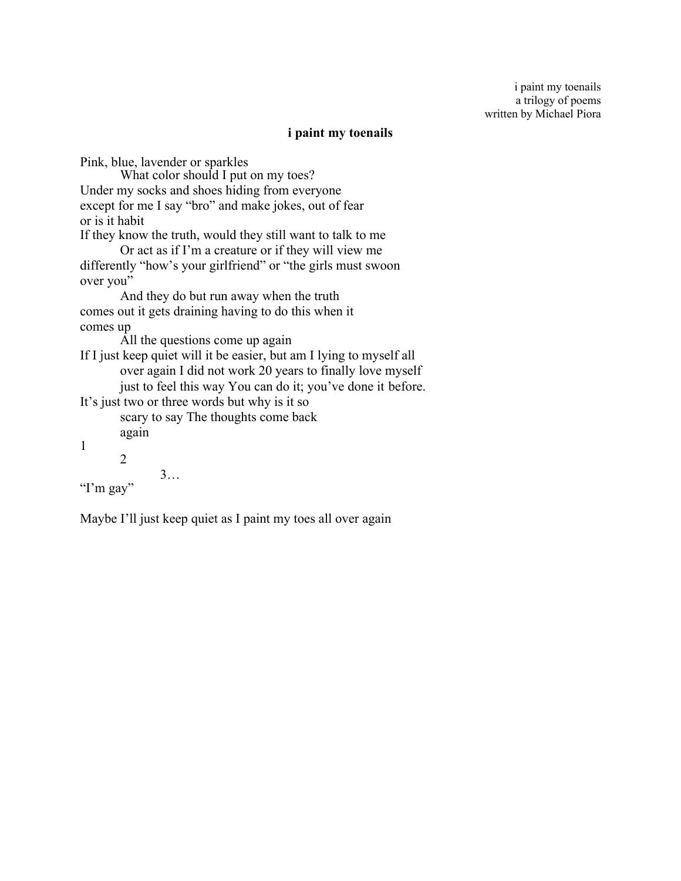i paint my toenails
a trilogy of poems
written by Michael Piora

## i paint my toenails

Pink, blue, lavender or sparkles
        What color should I put on my toes?
Under my socks and shoes hiding from everyone
except for me I say “bro” and make jokes, out of fear
or is it habit
If they know the truth, would they still want to talk to me
        Or act as if I’m a creature or if they will view me
differently “how’s your girlfriend” or “the girls must swoon
over you”
        And they do but run away when the truth
comes out it gets draining having to do this when it
comes up
        All the questions come up again
If I just keep quiet will it be easier, but am I lying to myself all
        over again I did not work 20 years to finally love myself
        just to feel this way You can do it; you’ve done it before.
It’s just two or three words but why is it so
        scary to say The thoughts come back
        again
1
        2
                3…
“I’m gay”

Maybe I’ll just keep quiet as I paint my toes all over again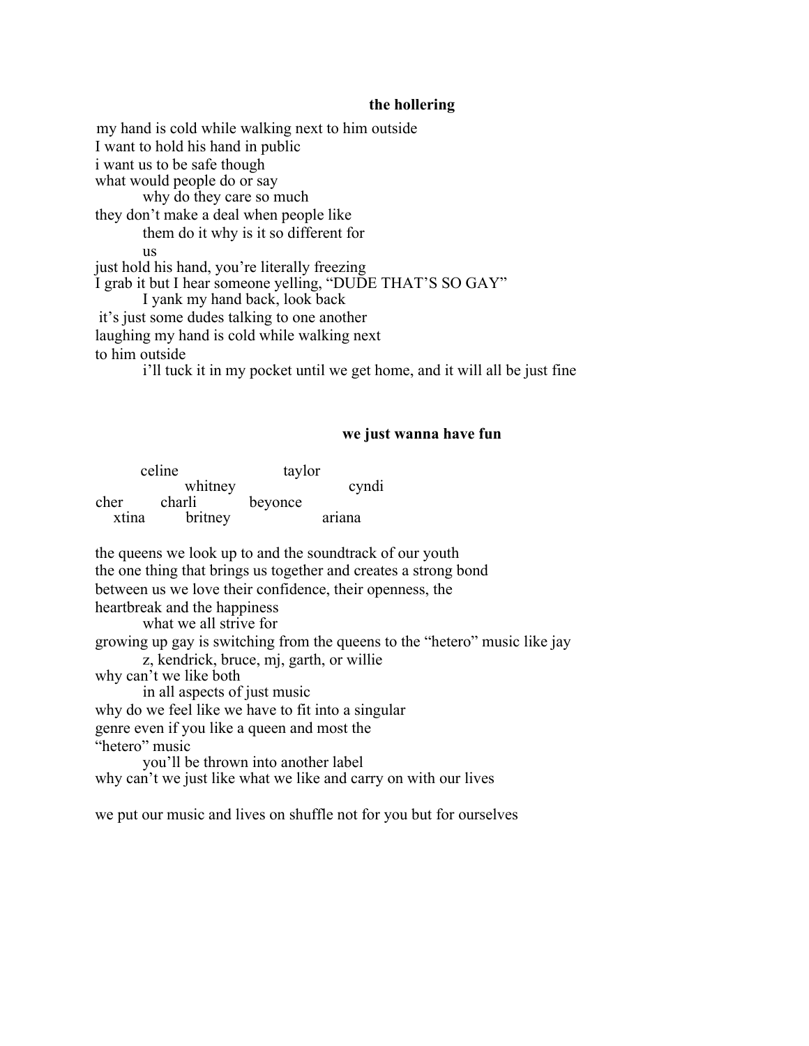**the hollering**

my hand is cold while walking next to him outside
I want to hold his hand in public
i want us to be safe though
what would people do or say
    why do they care so much
they don't make a deal when people like
    them do it why is it so different for
    us
just hold his hand, you're literally freezing
I grab it but I hear someone yelling, "DUDE THAT'S SO GAY"
    I yank my hand back, look back
it's just some dudes talking to one another
laughing my hand is cold while walking next
to him outside
    i'll tuck it in my pocket until we get home, and it will all be just fine

**we just wanna have fun**

celine          taylor
    whitney          cyndi
cher    charli    beyonce
  xtina    britney    ariana

the queens we look up to and the soundtrack of our youth
the one thing that brings us together and creates a strong bond
between us we love their confidence, their openness, the
heartbreak and the happiness
    what we all strive for
growing up gay is switching from the queens to the "hetero" music like jay
    z, kendrick, bruce, mj, garth, or willie
why can't we like both
    in all aspects of just music
why do we feel like we have to fit into a singular
genre even if you like a queen and most the
"hetero" music
    you'll be thrown into another label
why can't we just like what we like and carry on with our lives

we put our music and lives on shuffle not for you but for ourselves